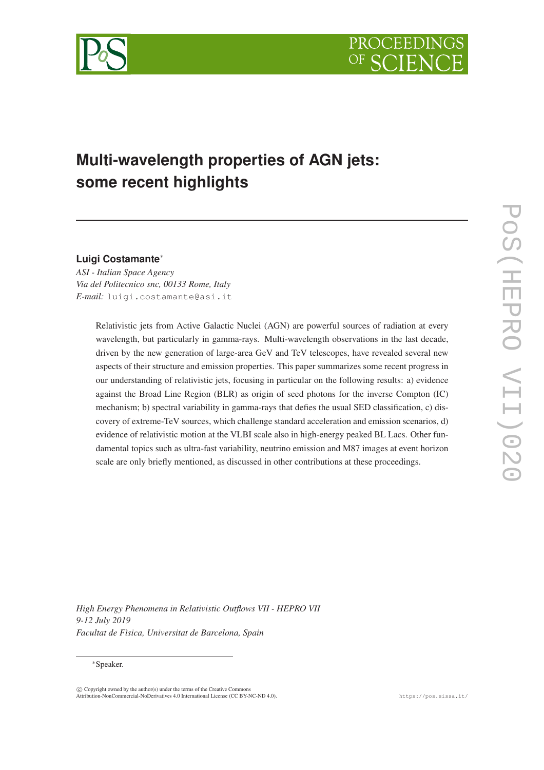# Multi-wavelength properties of AGN jets: some recent highlights

**Luigi Costamante**[*]

*ASI - Italian Space Agency*
*Via del Politecnico snc, 00133 Rome, Italy*
*E-mail:* luigi.costamante@asi.it

Relativistic jets from Active Galactic Nuclei (AGN) are powerful sources of radiation at every wavelength, but particularly in gamma-rays. Multi-wavelength observations in the last decade, driven by the new generation of large-area GeV and TeV telescopes, have revealed several new aspects of their structure and emission properties. This paper summarizes some recent progress in our understanding of relativistic jets, focusing in particular on the following results: a) evidence against the Broad Line Region (BLR) as origin of seed photons for the inverse Compton (IC) mechanism; b) spectral variability in gamma-rays that defies the usual SED classification, c) discovery of extreme-TeV sources, which challenge standard acceleration and emission scenarios, d) evidence of relativistic motion at the VLBI scale also in high-energy peaked BL Lacs. Other fundamental topics such as ultra-fast variability, neutrino emission and M87 images at event horizon scale are only briefly mentioned, as discussed in other contributions at these proceedings.

*High Energy Phenomena in Relativistic Outflows VII - HEPRO VII*
*9-12 July 2019*
*Facultat de Física, Universitat de Barcelona, Spain*

[*]Speaker.

© Copyright owned by the author(s) under the terms of the Creative Commons Attribution-NonCommercial-NoDerivatives 4.0 International License (CC BY-NC-ND 4.0).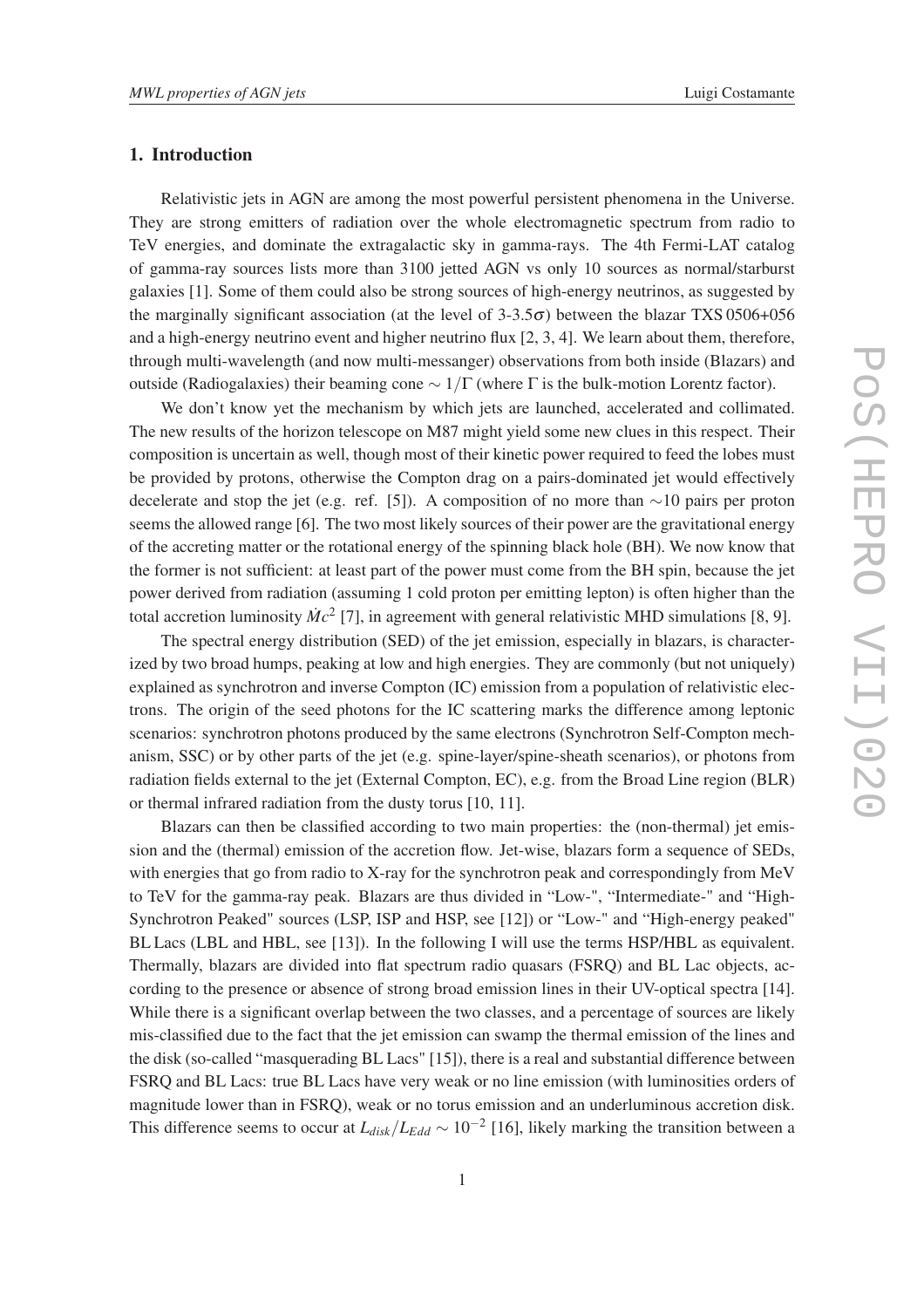## 1. Introduction

Relativistic jets in AGN are among the most powerful persistent phenomena in the Universe. They are strong emitters of radiation over the whole electromagnetic spectrum from radio to TeV energies, and dominate the extragalactic sky in gamma-rays. The 4th Fermi-LAT catalog of gamma-ray sources lists more than 3100 jetted AGN vs only 10 sources as normal/starburst galaxies [1]. Some of them could also be strong sources of high-energy neutrinos, as suggested by the marginally significant association (at the level of 3-3.5$\sigma$) between the blazar TXS 0506+056 and a high-energy neutrino event and higher neutrino flux [2, 3, 4]. We learn about them, therefore, through multi-wavelength (and now multi-messanger) observations from both inside (Blazars) and outside (Radiogalaxies) their beaming cone $\sim 1/\Gamma$ (where $\Gamma$ is the bulk-motion Lorentz factor).

We don't know yet the mechanism by which jets are launched, accelerated and collimated. The new results of the horizon telescope on M87 might yield some new clues in this respect. Their composition is uncertain as well, though most of their kinetic power required to feed the lobes must be provided by protons, otherwise the Compton drag on a pairs-dominated jet would effectively decelerate and stop the jet (e.g. ref. [5]). A composition of no more than $\sim$10 pairs per proton seems the allowed range [6]. The two most likely sources of their power are the gravitational energy of the accreting matter or the rotational energy of the spinning black hole (BH). We now know that the former is not sufficient: at least part of the power must come from the BH spin, because the jet power derived from radiation (assuming 1 cold proton per emitting lepton) is often higher than the total accretion luminosity $\dot{M}c^2$ [7], in agreement with general relativistic MHD simulations [8, 9].

The spectral energy distribution (SED) of the jet emission, especially in blazars, is characterized by two broad humps, peaking at low and high energies. They are commonly (but not uniquely) explained as synchrotron and inverse Compton (IC) emission from a population of relativistic electrons. The origin of the seed photons for the IC scattering marks the difference among leptonic scenarios: synchrotron photons produced by the same electrons (Synchrotron Self-Compton mechanism, SSC) or by other parts of the jet (e.g. spine-layer/spine-sheath scenarios), or photons from radiation fields external to the jet (External Compton, EC), e.g. from the Broad Line region (BLR) or thermal infrared radiation from the dusty torus [10, 11].

Blazars can then be classified according to two main properties: the (non-thermal) jet emission and the (thermal) emission of the accretion flow. Jet-wise, blazars form a sequence of SEDs, with energies that go from radio to X-ray for the synchrotron peak and correspondingly from MeV to TeV for the gamma-ray peak. Blazars are thus divided in "Low-", "Intermediate-" and "High-Synchrotron Peaked" sources (LSP, ISP and HSP, see [12]) or "Low-" and "High-energy peaked" BL Lacs (LBL and HBL, see [13]). In the following I will use the terms HSP/HBL as equivalent. Thermally, blazars are divided into flat spectrum radio quasars (FSRQ) and BL Lac objects, according to the presence or absence of strong broad emission lines in their UV-optical spectra [14]. While there is a significant overlap between the two classes, and a percentage of sources are likely mis-classified due to the fact that the jet emission can swamp the thermal emission of the lines and the disk (so-called "masquerading BL Lacs" [15]), there is a real and substantial difference between FSRQ and BL Lacs: true BL Lacs have very weak or no line emission (with luminosities orders of magnitude lower than in FSRQ), weak or no torus emission and an underluminous accretion disk. This difference seems to occur at $L_{disk}/L_{Edd} \sim 10^{-2}$ [16], likely marking the transition between a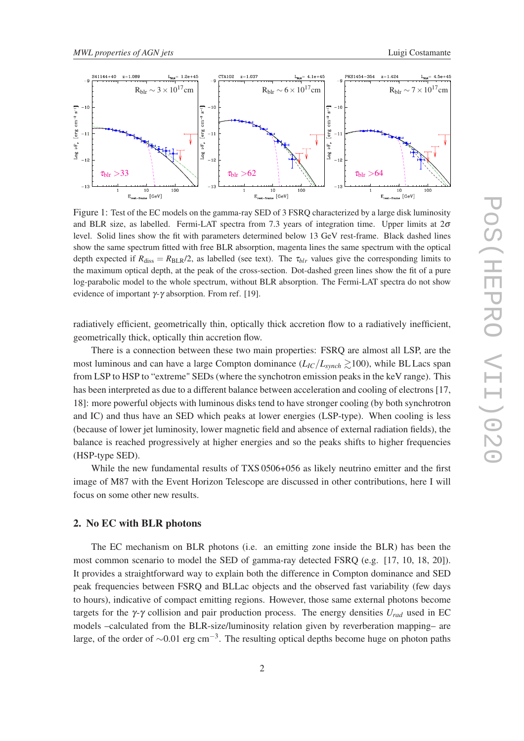Figure 1: Test of the EC models on the gamma-ray SED of 3 FSRQ characterized by a large disk luminosity and BLR size, as labelled. Fermi-LAT spectra from 7.3 years of integration time. Upper limits at $2\sigma$ level. Solid lines show the fit with parameters determined below 13 GeV rest-frame. Black dashed lines show the same spectrum fitted with free BLR absorption, magenta lines the same spectrum with the optical depth expected if $R_{\rm diss} = R_{\rm BLR}/2$, as labelled (see text). The $\tau_{blr}$ values give the corresponding limits to the maximum optical depth, at the peak of the cross-section. Dot-dashed green lines show the fit of a pure log-parabolic model to the whole spectrum, without BLR absorption. The Fermi-LAT spectra do not show evidence of important $\gamma$-$\gamma$ absorption. From ref. [19].

radiatively efficient, geometrically thin, optically thick accretion flow to a radiatively inefficient, geometrically thick, optically thin accretion flow.

There is a connection between these two main properties: FSRQ are almost all LSP, are the most luminous and can have a large Compton dominance ($L_{IC}/L_{synch} \gtrsim$100), while BL Lacs span from LSP to HSP to "extreme" SEDs (where the synchrotron emission peaks in the keV range). This has been interpreted as due to a different balance between acceleration and cooling of electrons [17, 18]: more powerful objects with luminous disks tend to have stronger cooling (by both synchrotron and IC) and thus have an SED which peaks at lower energies (LSP-type). When cooling is less (because of lower jet luminosity, lower magnetic field and absence of external radiation fields), the balance is reached progressively at higher energies and so the peaks shifts to higher frequencies (HSP-type SED).

While the new fundamental results of TXS 0506+056 as likely neutrino emitter and the first image of M87 with the Event Horizon Telescope are discussed in other contributions, here I will focus on some other new results.

## 2. No EC with BLR photons

The EC mechanism on BLR photons (i.e. an emitting zone inside the BLR) has been the most common scenario to model the SED of gamma-ray detected FSRQ (e.g. [17, 10, 18, 20]). It provides a straightforward way to explain both the difference in Compton dominance and SED peak frequencies between FSRQ and BLLac objects and the observed fast variability (few days to hours), indicative of compact emitting regions. However, those same external photons become targets for the $\gamma$-$\gamma$ collision and pair production process. The energy densities $U_{rad}$ used in EC models –calculated from the BLR-size/luminosity relation given by reverberation mapping– are large, of the order of $\sim$0.01 erg cm$^{-3}$. The resulting optical depths become huge on photon paths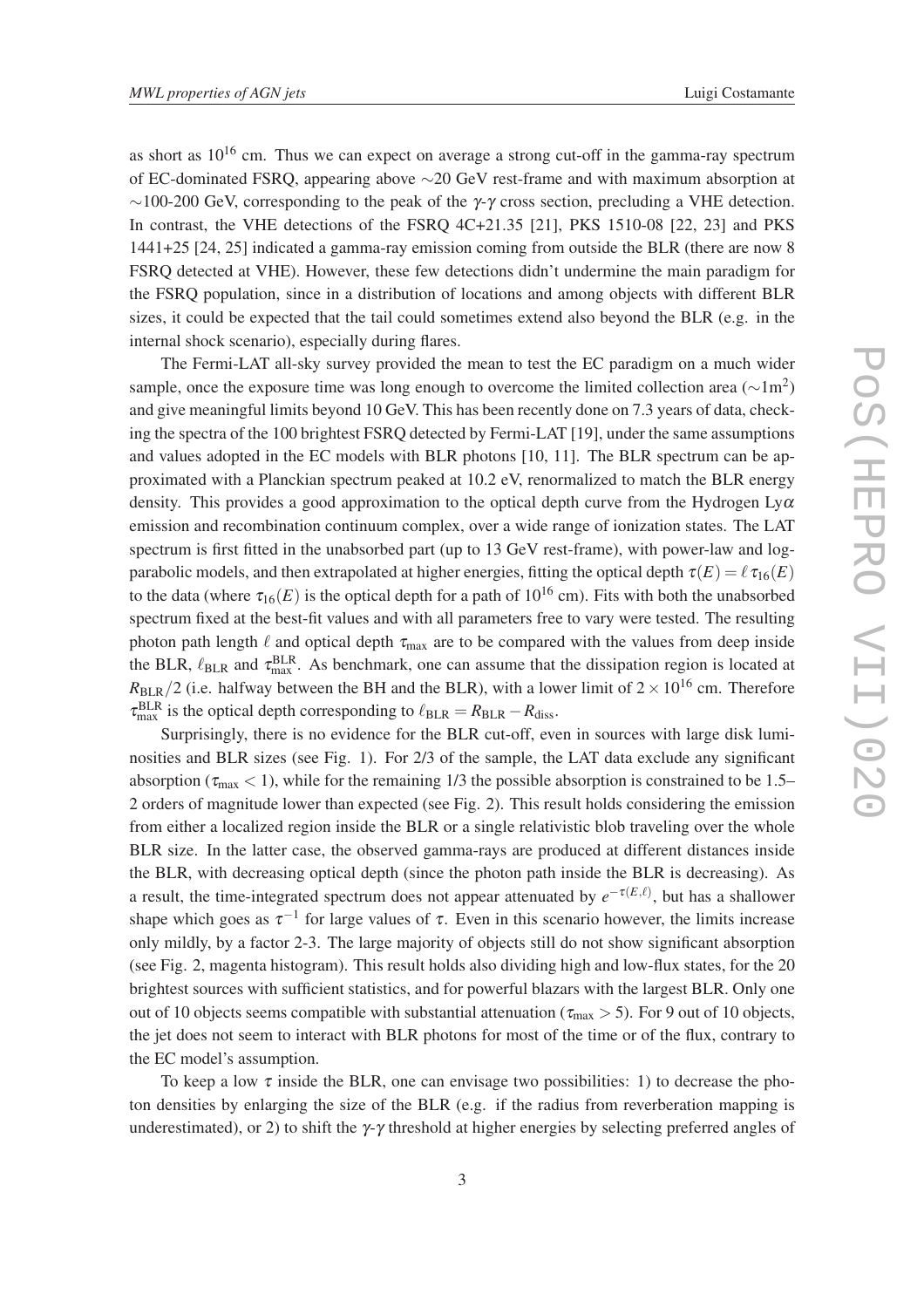as short as $10^{16}$ cm. Thus we can expect on average a strong cut-off in the gamma-ray spectrum of EC-dominated FSRQ, appearing above $\sim$20 GeV rest-frame and with maximum absorption at $\sim$100-200 GeV, corresponding to the peak of the $\gamma$-$\gamma$ cross section, precluding a VHE detection. In contrast, the VHE detections of the FSRQ 4C+21.35 [21], PKS 1510-08 [22, 23] and PKS 1441+25 [24, 25] indicated a gamma-ray emission coming from outside the BLR (there are now 8 FSRQ detected at VHE). However, these few detections didn't undermine the main paradigm for the FSRQ population, since in a distribution of locations and among objects with different BLR sizes, it could be expected that the tail could sometimes extend also beyond the BLR (e.g. in the internal shock scenario), especially during flares.

The Fermi-LAT all-sky survey provided the mean to test the EC paradigm on a much wider sample, once the exposure time was long enough to overcome the limited collection area ($\sim$1m$^2$) and give meaningful limits beyond 10 GeV. This has been recently done on 7.3 years of data, checking the spectra of the 100 brightest FSRQ detected by Fermi-LAT [19], under the same assumptions and values adopted in the EC models with BLR photons [10, 11]. The BLR spectrum can be approximated with a Planckian spectrum peaked at 10.2 eV, renormalized to match the BLR energy density. This provides a good approximation to the optical depth curve from the Hydrogen Ly$\alpha$ emission and recombination continuum complex, over a wide range of ionization states. The LAT spectrum is first fitted in the unabsorbed part (up to 13 GeV rest-frame), with power-law and log-parabolic models, and then extrapolated at higher energies, fitting the optical depth $\tau(E) = \ell\, \tau_{16}(E)$ to the data (where $\tau_{16}(E)$ is the optical depth for a path of $10^{16}$ cm). Fits with both the unabsorbed spectrum fixed at the best-fit values and with all parameters free to vary were tested. The resulting photon path length $\ell$ and optical depth $\tau_{\rm max}$ are to be compared with the values from deep inside the BLR, $\ell_{\rm BLR}$ and $\tau_{\rm max}^{\rm BLR}$. As benchmark, one can assume that the dissipation region is located at $R_{\rm BLR}/2$ (i.e. halfway between the BH and the BLR), with a lower limit of $2 \times 10^{16}$ cm. Therefore $\tau_{\rm max}^{\rm BLR}$ is the optical depth corresponding to $\ell_{\rm BLR} = R_{\rm BLR} - R_{\rm diss}$.

Surprisingly, there is no evidence for the BLR cut-off, even in sources with large disk luminosities and BLR sizes (see Fig. 1). For 2/3 of the sample, the LAT data exclude any significant absorption ($\tau_{\rm max} < 1$), while for the remaining 1/3 the possible absorption is constrained to be 1.5–2 orders of magnitude lower than expected (see Fig. 2). This result holds considering the emission from either a localized region inside the BLR or a single relativistic blob traveling over the whole BLR size. In the latter case, the observed gamma-rays are produced at different distances inside the BLR, with decreasing optical depth (since the photon path inside the BLR is decreasing). As a result, the time-integrated spectrum does not appear attenuated by $e^{-\tau(E,\ell)}$, but has a shallower shape which goes as $\tau^{-1}$ for large values of $\tau$. Even in this scenario however, the limits increase only mildly, by a factor 2-3. The large majority of objects still do not show significant absorption (see Fig. 2, magenta histogram). This result holds also dividing high and low-flux states, for the 20 brightest sources with sufficient statistics, and for powerful blazars with the largest BLR. Only one out of 10 objects seems compatible with substantial attenuation ($\tau_{\rm max} > 5$). For 9 out of 10 objects, the jet does not seem to interact with BLR photons for most of the time or of the flux, contrary to the EC model's assumption.

To keep a low $\tau$ inside the BLR, one can envisage two possibilities: 1) to decrease the photon densities by enlarging the size of the BLR (e.g. if the radius from reverberation mapping is underestimated), or 2) to shift the $\gamma$-$\gamma$ threshold at higher energies by selecting preferred angles of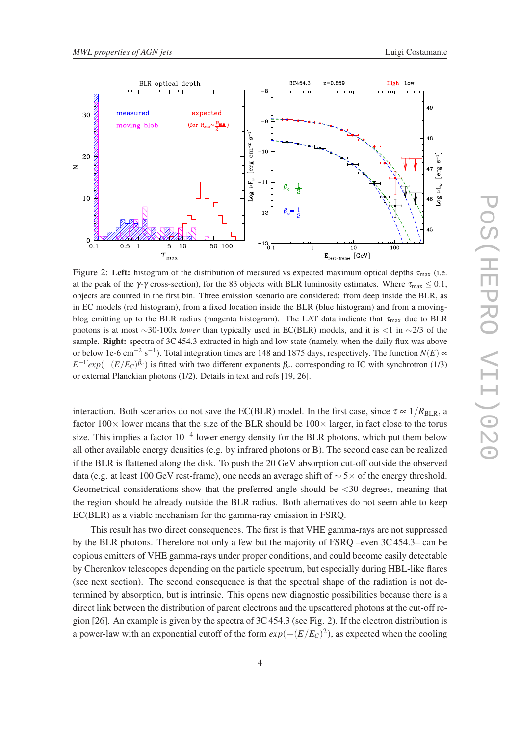Figure 2: **Left:** histogram of the distribution of measured vs expected maximum optical depths $\tau_{\max}$ (i.e. at the peak of the $\gamma$-$\gamma$ cross-section), for the 83 objects with BLR luminosity estimates. Where $\tau_{\max} \leq 0.1$, objects are counted in the first bin. Three emission scenario are considered: from deep inside the BLR, as in EC models (red histogram), from a fixed location inside the BLR (blue histogram) and from a moving-blog emitting up to the BLR radius (magenta histogram). The LAT data indicate that $\tau_{\max}$ due to BLR photons is at most $\sim$30-100x *lower* than typically used in EC(BLR) models, and it is <1 in $\sim$2/3 of the sample. **Right:** spectra of 3C 454.3 extracted in high and low state (namely, when the daily flux was above or below 1e-6 cm$^{-2}$ s$^{-1}$). Total integration times are 148 and 1875 days, respectively. The function $N(E) \propto E^{-\Gamma} exp(-(E/E_C)^{\beta_c})$ is fitted with two different exponents $\beta_c$, corresponding to IC with synchrotron (1/3) or external Planckian photons (1/2). Details in text and refs [19, 26].

interaction. Both scenarios do not save the EC(BLR) model. In the first case, since $\tau \propto 1/R_{\rm BLR}$, a factor 100$\times$ lower means that the size of the BLR should be 100$\times$ larger, in fact close to the torus size. This implies a factor $10^{-4}$ lower energy density for the BLR photons, which put them below all other available energy densities (e.g. by infrared photons or B). The second case can be realized if the BLR is flattened along the disk. To push the 20 GeV absorption cut-off outside the observed data (e.g. at least 100 GeV rest-frame), one needs an average shift of $\sim 5\times$ of the energy threshold. Geometrical considerations show that the preferred angle should be <30 degrees, meaning that the region should be already outside the BLR radius. Both alternatives do not seem able to keep EC(BLR) as a viable mechanism for the gamma-ray emission in FSRQ.

This result has two direct consequences. The first is that VHE gamma-rays are not suppressed by the BLR photons. Therefore not only a few but the majority of FSRQ –even 3C 454.3– can be copious emitters of VHE gamma-rays under proper conditions, and could become easily detectable by Cherenkov telescopes depending on the particle spectrum, but especially during HBL-like flares (see next section). The second consequence is that the spectral shape of the radiation is not determined by absorption, but is intrinsic. This opens new diagnostic possibilities because there is a direct link between the distribution of parent electrons and the upscattered photons at the cut-off region [26]. An example is given by the spectra of 3C 454.3 (see Fig. 2). If the electron distribution is a power-law with an exponential cutoff of the form $exp(-(E/E_C)^2)$, as expected when the cooling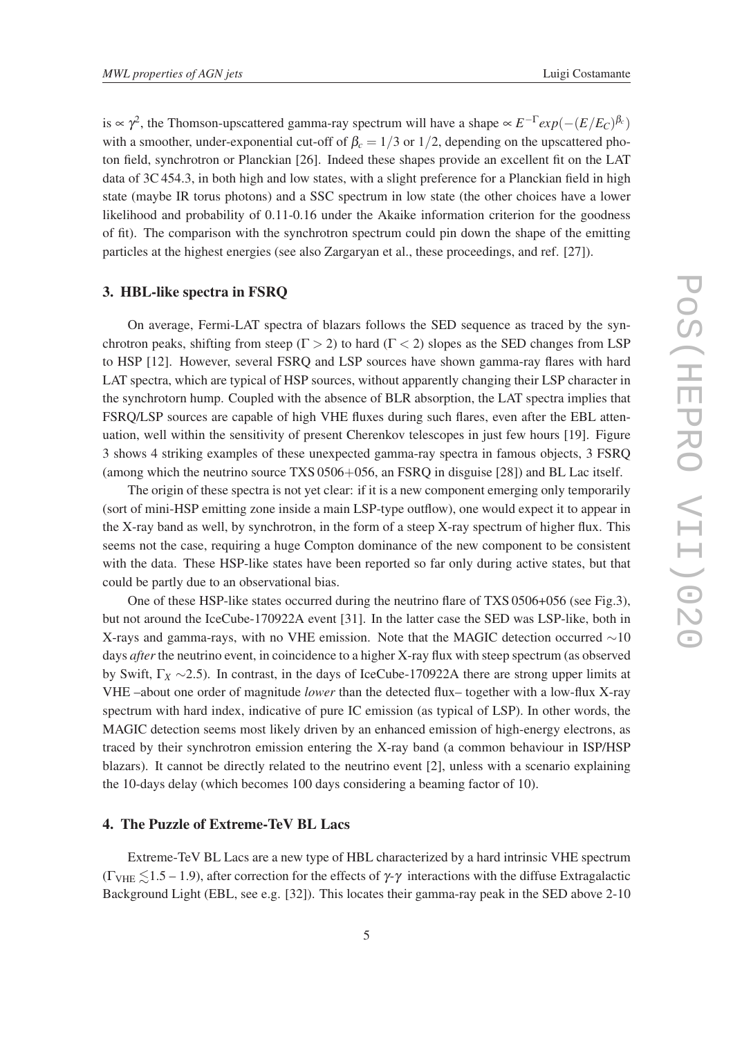is $\propto \gamma^2$, the Thomson-upscattered gamma-ray spectrum will have a shape $\propto E^{-\Gamma} exp(-(E/E_C)^{\beta_c})$ with a smoother, under-exponential cut-off of $\beta_c = 1/3$ or $1/2$, depending on the upscattered photon field, synchrotron or Planckian [26]. Indeed these shapes provide an excellent fit on the LAT data of 3C 454.3, in both high and low states, with a slight preference for a Planckian field in high state (maybe IR torus photons) and a SSC spectrum in low state (the other choices have a lower likelihood and probability of 0.11-0.16 under the Akaike information criterion for the goodness of fit). The comparison with the synchrotron spectrum could pin down the shape of the emitting particles at the highest energies (see also Zargaryan et al., these proceedings, and ref. [27]).

## 3. HBL-like spectra in FSRQ

On average, Fermi-LAT spectra of blazars follows the SED sequence as traced by the synchrotron peaks, shifting from steep ($\Gamma > 2$) to hard ($\Gamma < 2$) slopes as the SED changes from LSP to HSP [12]. However, several FSRQ and LSP sources have shown gamma-ray flares with hard LAT spectra, which are typical of HSP sources, without apparently changing their LSP character in the synchrotorn hump. Coupled with the absence of BLR absorption, the LAT spectra implies that FSRQ/LSP sources are capable of high VHE fluxes during such flares, even after the EBL attenuation, well within the sensitivity of present Cherenkov telescopes in just few hours [19]. Figure 3 shows 4 striking examples of these unexpected gamma-ray spectra in famous objects, 3 FSRQ (among which the neutrino source TXS 0506+056, an FSRQ in disguise [28]) and BL Lac itself.

The origin of these spectra is not yet clear: if it is a new component emerging only temporarily (sort of mini-HSP emitting zone inside a main LSP-type outflow), one would expect it to appear in the X-ray band as well, by synchrotron, in the form of a steep X-ray spectrum of higher flux. This seems not the case, requiring a huge Compton dominance of the new component to be consistent with the data. These HSP-like states have been reported so far only during active states, but that could be partly due to an observational bias.

One of these HSP-like states occurred during the neutrino flare of TXS 0506+056 (see Fig.3), but not around the IceCube-170922A event [31]. In the latter case the SED was LSP-like, both in X-rays and gamma-rays, with no VHE emission. Note that the MAGIC detection occurred $\sim$10 days *after* the neutrino event, in coincidence to a higher X-ray flux with steep spectrum (as observed by Swift, $\Gamma_X \sim$2.5). In contrast, in the days of IceCube-170922A there are strong upper limits at VHE –about one order of magnitude *lower* than the detected flux– together with a low-flux X-ray spectrum with hard index, indicative of pure IC emission (as typical of LSP). In other words, the MAGIC detection seems most likely driven by an enhanced emission of high-energy electrons, as traced by their synchrotron emission entering the X-ray band (a common behaviour in ISP/HSP blazars). It cannot be directly related to the neutrino event [2], unless with a scenario explaining the 10-days delay (which becomes 100 days considering a beaming factor of 10).

## 4. The Puzzle of Extreme-TeV BL Lacs

Extreme-TeV BL Lacs are a new type of HBL characterized by a hard intrinsic VHE spectrum ($\Gamma_{\rm VHE} \lesssim$1.5 – 1.9), after correction for the effects of $\gamma$-$\gamma$ interactions with the diffuse Extragalactic Background Light (EBL, see e.g. [32]). This locates their gamma-ray peak in the SED above 2-10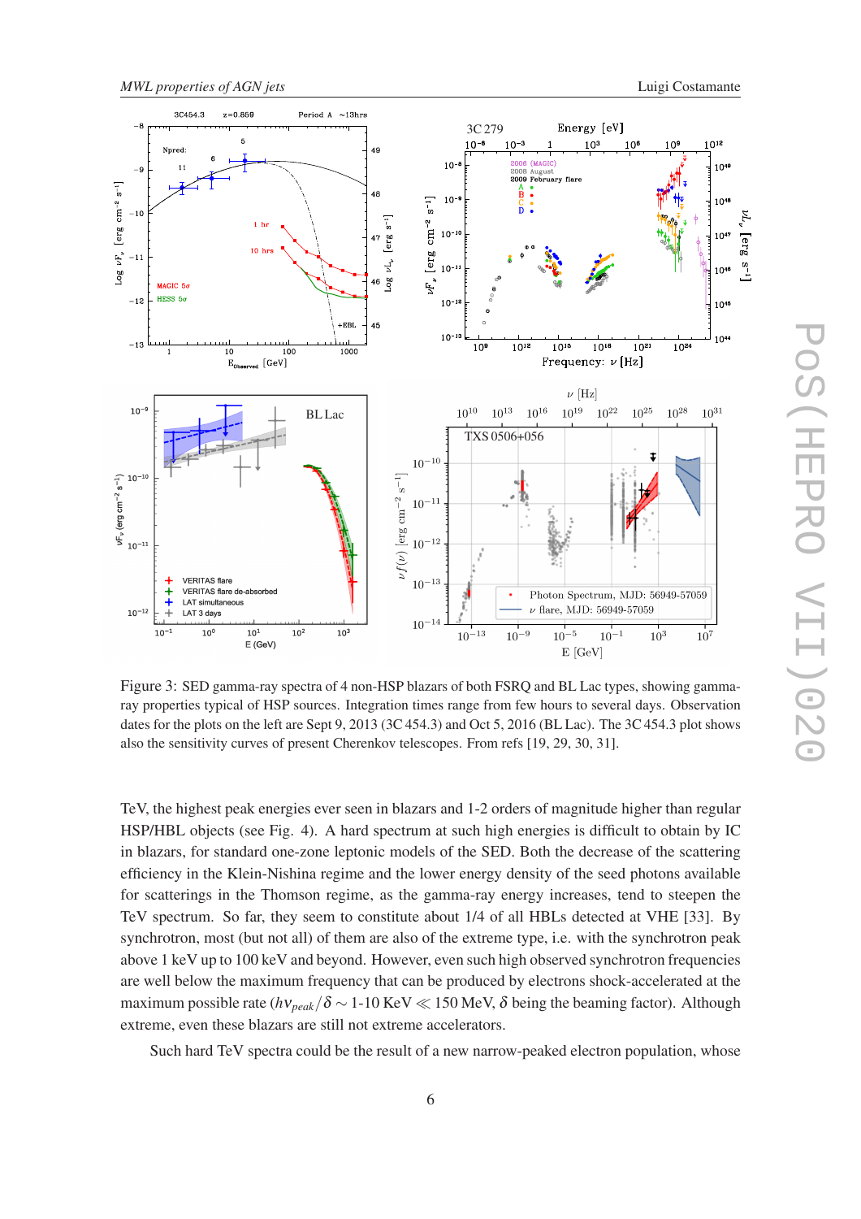Figure 3: SED gamma-ray spectra of 4 non-HSP blazars of both FSRQ and BL Lac types, showing gamma-ray properties typical of HSP sources. Integration times range from few hours to several days. Observation dates for the plots on the left are Sept 9, 2013 (3C 454.3) and Oct 5, 2016 (BL Lac). The 3C 454.3 plot shows also the sensitivity curves of present Cherenkov telescopes. From refs [19, 29, 30, 31].

TeV, the highest peak energies ever seen in blazars and 1-2 orders of magnitude higher than regular HSP/HBL objects (see Fig. 4). A hard spectrum at such high energies is difficult to obtain by IC in blazars, for standard one-zone leptonic models of the SED. Both the decrease of the scattering efficiency in the Klein-Nishina regime and the lower energy density of the seed photons available for scatterings in the Thomson regime, as the gamma-ray energy increases, tend to steepen the TeV spectrum. So far, they seem to constitute about 1/4 of all HBLs detected at VHE [33]. By synchrotron, most (but not all) of them are also of the extreme type, i.e. with the synchrotron peak above 1 keV up to 100 keV and beyond. However, even such high observed synchrotron frequencies are well below the maximum frequency that can be produced by electrons shock-accelerated at the maximum possible rate ($h\nu_{peak}/\delta \sim$ 1-10 KeV $\ll$ 150 MeV, $\delta$ being the beaming factor). Although extreme, even these blazars are still not extreme accelerators.

Such hard TeV spectra could be the result of a new narrow-peaked electron population, whose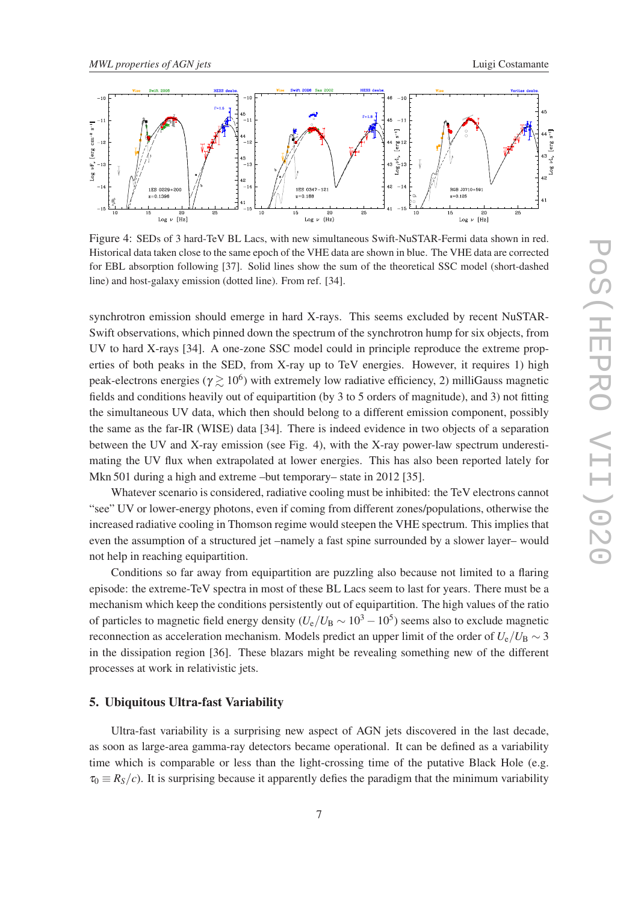Figure 4: SEDs of 3 hard-TeV BL Lacs, with new simultaneous Swift-NuSTAR-Fermi data shown in red. Historical data taken close to the same epoch of the VHE data are shown in blue. The VHE data are corrected for EBL absorption following [37]. Solid lines show the sum of the theoretical SSC model (short-dashed line) and host-galaxy emission (dotted line). From ref. [34].

synchrotron emission should emerge in hard X-rays. This seems excluded by recent NuSTAR-Swift observations, which pinned down the spectrum of the synchrotron hump for six objects, from UV to hard X-rays [34]. A one-zone SSC model could in principle reproduce the extreme properties of both peaks in the SED, from X-ray up to TeV energies. However, it requires 1) high peak-electrons energies ($\gamma \gtrsim 10^6$) with extremely low radiative efficiency, 2) milliGauss magnetic fields and conditions heavily out of equipartition (by 3 to 5 orders of magnitude), and 3) not fitting the simultaneous UV data, which then should belong to a different emission component, possibly the same as the far-IR (WISE) data [34]. There is indeed evidence in two objects of a separation between the UV and X-ray emission (see Fig. 4), with the X-ray power-law spectrum underestimating the UV flux when extrapolated at lower energies. This has also been reported lately for Mkn 501 during a high and extreme –but temporary– state in 2012 [35].

Whatever scenario is considered, radiative cooling must be inhibited: the TeV electrons cannot "see" UV or lower-energy photons, even if coming from different zones/populations, otherwise the increased radiative cooling in Thomson regime would steepen the VHE spectrum. This implies that even the assumption of a structured jet –namely a fast spine surrounded by a slower layer– would not help in reaching equipartition.

Conditions so far away from equipartition are puzzling also because not limited to a flaring episode: the extreme-TeV spectra in most of these BL Lacs seem to last for years. There must be a mechanism which keep the conditions persistently out of equipartition. The high values of the ratio of particles to magnetic field energy density ($U_e/U_B \sim 10^3 - 10^5$) seems also to exclude magnetic reconnection as acceleration mechanism. Models predict an upper limit of the order of $U_e/U_B \sim 3$ in the dissipation region [36]. These blazars might be revealing something new of the different processes at work in relativistic jets.

## 5. Ubiquitous Ultra-fast Variability

Ultra-fast variability is a surprising new aspect of AGN jets discovered in the last decade, as soon as large-area gamma-ray detectors became operational. It can be defined as a variability time which is comparable or less than the light-crossing time of the putative Black Hole (e.g. $\tau_0 \equiv R_S/c$). It is surprising because it apparently defies the paradigm that the minimum variability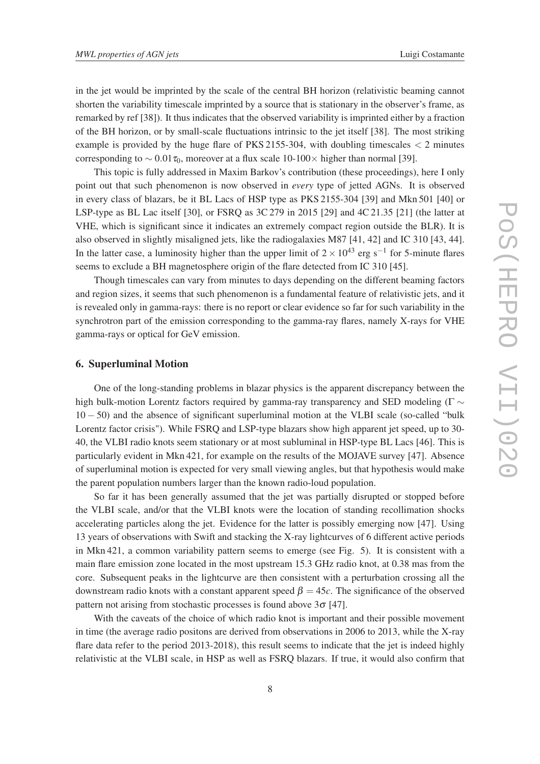in the jet would be imprinted by the scale of the central BH horizon (relativistic beaming cannot shorten the variability timescale imprinted by a source that is stationary in the observer's frame, as remarked by ref [38]). It thus indicates that the observed variability is imprinted either by a fraction of the BH horizon, or by small-scale fluctuations intrinsic to the jet itself [38]. The most striking example is provided by the huge flare of PKS 2155-304, with doubling timescales $< 2$ minutes corresponding to $\sim 0.01\tau_0$, moreover at a flux scale 10-100$\times$ higher than normal [39].

This topic is fully addressed in Maxim Barkov's contribution (these proceedings), here I only point out that such phenomenon is now observed in *every* type of jetted AGNs. It is observed in every class of blazars, be it BL Lacs of HSP type as PKS 2155-304 [39] and Mkn 501 [40] or LSP-type as BL Lac itself [30], or FSRQ as 3C 279 in 2015 [29] and 4C 21.35 [21] (the latter at VHE, which is significant since it indicates an extremely compact region outside the BLR). It is also observed in slightly misaligned jets, like the radiogalaxies M87 [41, 42] and IC 310 [43, 44]. In the latter case, a luminosity higher than the upper limit of $2\times10^{43}$ erg s$^{-1}$ for 5-minute flares seems to exclude a BH magnetosphere origin of the flare detected from IC 310 [45].

Though timescales can vary from minutes to days depending on the different beaming factors and region sizes, it seems that such phenomenon is a fundamental feature of relativistic jets, and it is revealed only in gamma-rays: there is no report or clear evidence so far for such variability in the synchrotron part of the emission corresponding to the gamma-ray flares, namely X-rays for VHE gamma-rays or optical for GeV emission.

## 6. Superluminal Motion

One of the long-standing problems in blazar physics is the apparent discrepancy between the high bulk-motion Lorentz factors required by gamma-ray transparency and SED modeling ($\Gamma \sim 10-50$) and the absence of significant superluminal motion at the VLBI scale (so-called "bulk Lorentz factor crisis"). While FSRQ and LSP-type blazars show high apparent jet speed, up to 30-40, the VLBI radio knots seem stationary or at most subluminal in HSP-type BL Lacs [46]. This is particularly evident in Mkn 421, for example on the results of the MOJAVE survey [47]. Absence of superluminal motion is expected for very small viewing angles, but that hypothesis would make the parent population numbers larger than the known radio-loud population.

So far it has been generally assumed that the jet was partially disrupted or stopped before the VLBI scale, and/or that the VLBI knots were the location of standing recollimation shocks accelerating particles along the jet. Evidence for the latter is possibly emerging now [47]. Using 13 years of observations with Swift and stacking the X-ray lightcurves of 6 different active periods in Mkn 421, a common variability pattern seems to emerge (see Fig. 5). It is consistent with a main flare emission zone located in the most upstream 15.3 GHz radio knot, at 0.38 mas from the core. Subsequent peaks in the lightcurve are then consistent with a perturbation crossing all the downstream radio knots with a constant apparent speed $\beta = 45c$. The significance of the observed pattern not arising from stochastic processes is found above $3\sigma$ [47].

With the caveats of the choice of which radio knot is important and their possible movement in time (the average radio positons are derived from observations in 2006 to 2013, while the X-ray flare data refer to the period 2013-2018), this result seems to indicate that the jet is indeed highly relativistic at the VLBI scale, in HSP as well as FSRQ blazars. If true, it would also confirm that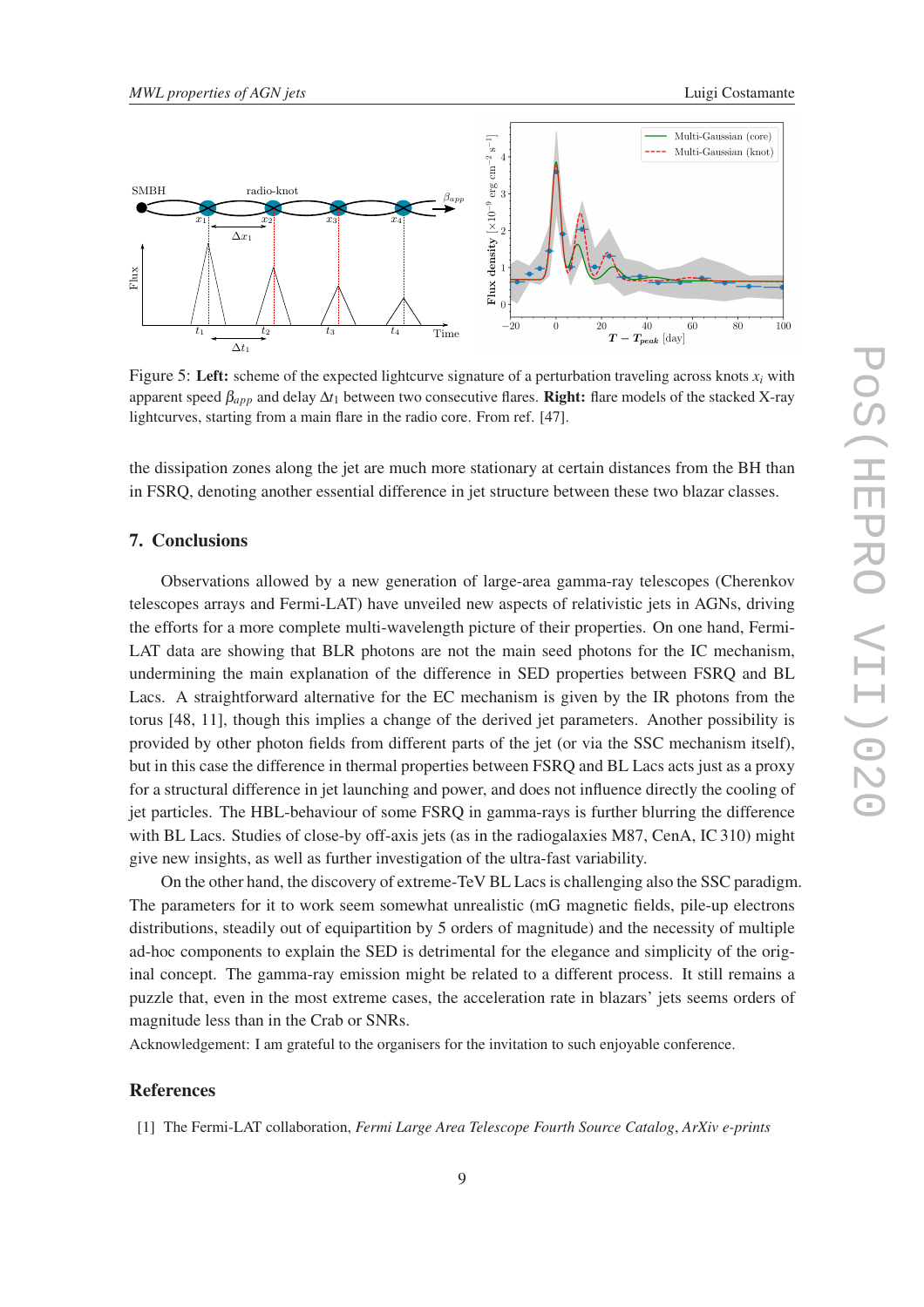Figure 5: **Left:** scheme of the expected lightcurve signature of a perturbation traveling across knots $x_i$ with apparent speed $\beta_{app}$ and delay $\Delta t_1$ between two consecutive flares. **Right:** flare models of the stacked X-ray lightcurves, starting from a main flare in the radio core. From ref. [47].

the dissipation zones along the jet are much more stationary at certain distances from the BH than in FSRQ, denoting another essential difference in jet structure between these two blazar classes.

## 7. Conclusions

Observations allowed by a new generation of large-area gamma-ray telescopes (Cherenkov telescopes arrays and Fermi-LAT) have unveiled new aspects of relativistic jets in AGNs, driving the efforts for a more complete multi-wavelength picture of their properties. On one hand, Fermi-LAT data are showing that BLR photons are not the main seed photons for the IC mechanism, undermining the main explanation of the difference in SED properties between FSRQ and BL Lacs. A straightforward alternative for the EC mechanism is given by the IR photons from the torus [48, 11], though this implies a change of the derived jet parameters. Another possibility is provided by other photon fields from different parts of the jet (or via the SSC mechanism itself), but in this case the difference in thermal properties between FSRQ and BL Lacs acts just as a proxy for a structural difference in jet launching and power, and does not influence directly the cooling of jet particles. The HBL-behaviour of some FSRQ in gamma-rays is further blurring the difference with BL Lacs. Studies of close-by off-axis jets (as in the radiogalaxies M87, CenA, IC 310) might give new insights, as well as further investigation of the ultra-fast variability.

On the other hand, the discovery of extreme-TeV BL Lacs is challenging also the SSC paradigm. The parameters for it to work seem somewhat unrealistic (mG magnetic fields, pile-up electrons distributions, steadily out of equipartition by 5 orders of magnitude) and the necessity of multiple ad-hoc components to explain the SED is detrimental for the elegance and simplicity of the original concept. The gamma-ray emission might be related to a different process. It still remains a puzzle that, even in the most extreme cases, the acceleration rate in blazars' jets seems orders of magnitude less than in the Crab or SNRs.

Acknowledgement: I am grateful to the organisers for the invitation to such enjoyable conference.

## References

[1] The Fermi-LAT collaboration, *Fermi Large Area Telescope Fourth Source Catalog*, *ArXiv e-prints*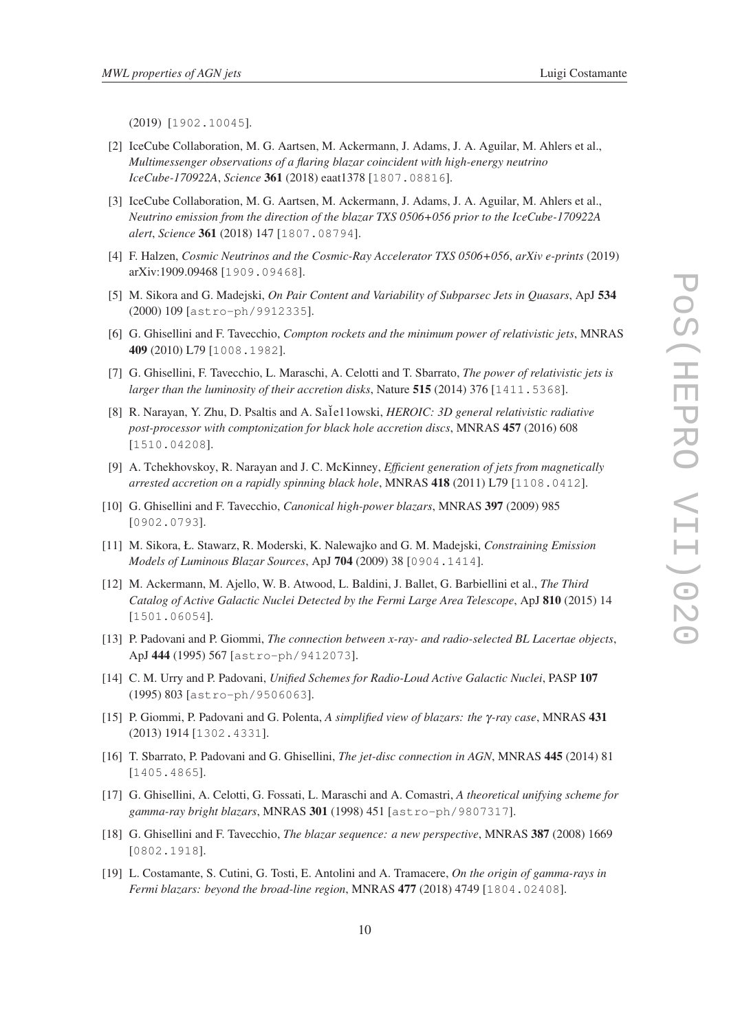(2019) [1902.10045].

[2] IceCube Collaboration, M. G. Aartsen, M. Ackermann, J. Adams, J. A. Aguilar, M. Ahlers et al., *Multimessenger observations of a flaring blazar coincident with high-energy neutrino IceCube-170922A*, *Science* **361** (2018) eaat1378 [1807.08816].

[3] IceCube Collaboration, M. G. Aartsen, M. Ackermann, J. Adams, J. A. Aguilar, M. Ahlers et al., *Neutrino emission from the direction of the blazar TXS 0506+056 prior to the IceCube-170922A alert*, *Science* **361** (2018) 147 [1807.08794].

[4] F. Halzen, *Cosmic Neutrinos and the Cosmic-Ray Accelerator TXS 0506+056*, *arXiv e-prints* (2019) arXiv:1909.09468 [1909.09468].

[5] M. Sikora and G. Madejski, *On Pair Content and Variability of Subparsec Jets in Quasars*, ApJ **534** (2000) 109 [astro-ph/9912335].

[6] G. Ghisellini and F. Tavecchio, *Compton rockets and the minimum power of relativistic jets*, MNRAS **409** (2010) L79 [1008.1982].

[7] G. Ghisellini, F. Tavecchio, L. Maraschi, A. Celotti and T. Sbarrato, *The power of relativistic jets is larger than the luminosity of their accretion disks*, Nature **515** (2014) 376 [1411.5368].

[8] R. Narayan, Y. Zhu, D. Psaltis and A. SaĽe11owski, *HEROIC: 3D general relativistic radiative post-processor with comptonization for black hole accretion discs*, MNRAS **457** (2016) 608 [1510.04208].

[9] A. Tchekhovskoy, R. Narayan and J. C. McKinney, *Efficient generation of jets from magnetically arrested accretion on a rapidly spinning black hole*, MNRAS **418** (2011) L79 [1108.0412].

[10] G. Ghisellini and F. Tavecchio, *Canonical high-power blazars*, MNRAS **397** (2009) 985 [0902.0793].

[11] M. Sikora, Ł. Stawarz, R. Moderski, K. Nalewajko and G. M. Madejski, *Constraining Emission Models of Luminous Blazar Sources*, ApJ **704** (2009) 38 [0904.1414].

[12] M. Ackermann, M. Ajello, W. B. Atwood, L. Baldini, J. Ballet, G. Barbiellini et al., *The Third Catalog of Active Galactic Nuclei Detected by the Fermi Large Area Telescope*, ApJ **810** (2015) 14 [1501.06054].

[13] P. Padovani and P. Giommi, *The connection between x-ray- and radio-selected BL Lacertae objects*, ApJ **444** (1995) 567 [astro-ph/9412073].

[14] C. M. Urry and P. Padovani, *Unified Schemes for Radio-Loud Active Galactic Nuclei*, PASP **107** (1995) 803 [astro-ph/9506063].

[15] P. Giommi, P. Padovani and G. Polenta, *A simplified view of blazars: the $\gamma$-ray case*, MNRAS **431** (2013) 1914 [1302.4331].

[16] T. Sbarrato, P. Padovani and G. Ghisellini, *The jet-disc connection in AGN*, MNRAS **445** (2014) 81 [1405.4865].

[17] G. Ghisellini, A. Celotti, G. Fossati, L. Maraschi and A. Comastri, *A theoretical unifying scheme for gamma-ray bright blazars*, MNRAS **301** (1998) 451 [astro-ph/9807317].

[18] G. Ghisellini and F. Tavecchio, *The blazar sequence: a new perspective*, MNRAS **387** (2008) 1669 [0802.1918].

[19] L. Costamante, S. Cutini, G. Tosti, E. Antolini and A. Tramacere, *On the origin of gamma-rays in Fermi blazars: beyond the broad-line region*, MNRAS **477** (2018) 4749 [1804.02408].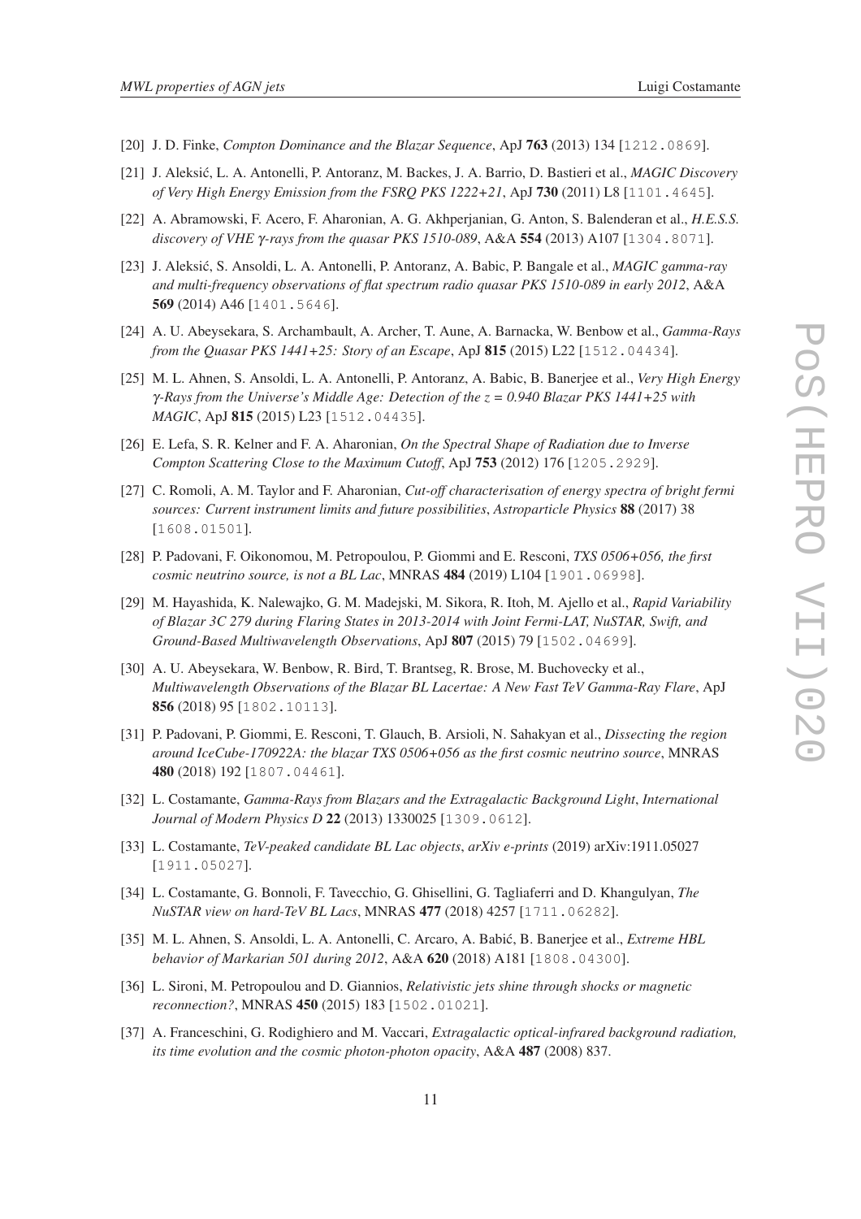[20] J. D. Finke, *Compton Dominance and the Blazar Sequence*, ApJ **763** (2013) 134 [1212.0869].

[21] J. Aleksić, L. A. Antonelli, P. Antoranz, M. Backes, J. A. Barrio, D. Bastieri et al., *MAGIC Discovery of Very High Energy Emission from the FSRQ PKS 1222+21*, ApJ **730** (2011) L8 [1101.4645].

[22] A. Abramowski, F. Acero, F. Aharonian, A. G. Akhperjanian, G. Anton, S. Balenderan et al., *H.E.S.S. discovery of VHE $\gamma$-rays from the quasar PKS 1510-089*, A&A **554** (2013) A107 [1304.8071].

[23] J. Aleksić, S. Ansoldi, L. A. Antonelli, P. Antoranz, A. Babic, P. Bangale et al., *MAGIC gamma-ray and multi-frequency observations of flat spectrum radio quasar PKS 1510-089 in early 2012*, A&A **569** (2014) A46 [1401.5646].

[24] A. U. Abeysekara, S. Archambault, A. Archer, T. Aune, A. Barnacka, W. Benbow et al., *Gamma-Rays from the Quasar PKS 1441+25: Story of an Escape*, ApJ **815** (2015) L22 [1512.04434].

[25] M. L. Ahnen, S. Ansoldi, L. A. Antonelli, P. Antoranz, A. Babic, B. Banerjee et al., *Very High Energy $\gamma$-Rays from the Universe's Middle Age: Detection of the z = 0.940 Blazar PKS 1441+25 with MAGIC*, ApJ **815** (2015) L23 [1512.04435].

[26] E. Lefa, S. R. Kelner and F. A. Aharonian, *On the Spectral Shape of Radiation due to Inverse Compton Scattering Close to the Maximum Cutoff*, ApJ **753** (2012) 176 [1205.2929].

[27] C. Romoli, A. M. Taylor and F. Aharonian, *Cut-off characterisation of energy spectra of bright fermi sources: Current instrument limits and future possibilities*, *Astroparticle Physics* **88** (2017) 38 [1608.01501].

[28] P. Padovani, F. Oikonomou, M. Petropoulou, P. Giommi and E. Resconi, *TXS 0506+056, the first cosmic neutrino source, is not a BL Lac*, MNRAS **484** (2019) L104 [1901.06998].

[29] M. Hayashida, K. Nalewajko, G. M. Madejski, M. Sikora, R. Itoh, M. Ajello et al., *Rapid Variability of Blazar 3C 279 during Flaring States in 2013-2014 with Joint Fermi-LAT, NuSTAR, Swift, and Ground-Based Multiwavelength Observations*, ApJ **807** (2015) 79 [1502.04699].

[30] A. U. Abeysekara, W. Benbow, R. Bird, T. Brantseg, R. Brose, M. Buchovecky et al., *Multiwavelength Observations of the Blazar BL Lacertae: A New Fast TeV Gamma-Ray Flare*, ApJ **856** (2018) 95 [1802.10113].

[31] P. Padovani, P. Giommi, E. Resconi, T. Glauch, B. Arsioli, N. Sahakyan et al., *Dissecting the region around IceCube-170922A: the blazar TXS 0506+056 as the first cosmic neutrino source*, MNRAS **480** (2018) 192 [1807.04461].

[32] L. Costamante, *Gamma-Rays from Blazars and the Extragalactic Background Light*, *International Journal of Modern Physics D* **22** (2013) 1330025 [1309.0612].

[33] L. Costamante, *TeV-peaked candidate BL Lac objects*, *arXiv e-prints* (2019) arXiv:1911.05027 [1911.05027].

[34] L. Costamante, G. Bonnoli, F. Tavecchio, G. Ghisellini, G. Tagliaferri and D. Khangulyan, *The NuSTAR view on hard-TeV BL Lacs*, MNRAS **477** (2018) 4257 [1711.06282].

[35] M. L. Ahnen, S. Ansoldi, L. A. Antonelli, C. Arcaro, A. Babić, B. Banerjee et al., *Extreme HBL behavior of Markarian 501 during 2012*, A&A **620** (2018) A181 [1808.04300].

[36] L. Sironi, M. Petropoulou and D. Giannios, *Relativistic jets shine through shocks or magnetic reconnection?*, MNRAS **450** (2015) 183 [1502.01021].

[37] A. Franceschini, G. Rodighiero and M. Vaccari, *Extragalactic optical-infrared background radiation, its time evolution and the cosmic photon-photon opacity*, A&A **487** (2008) 837.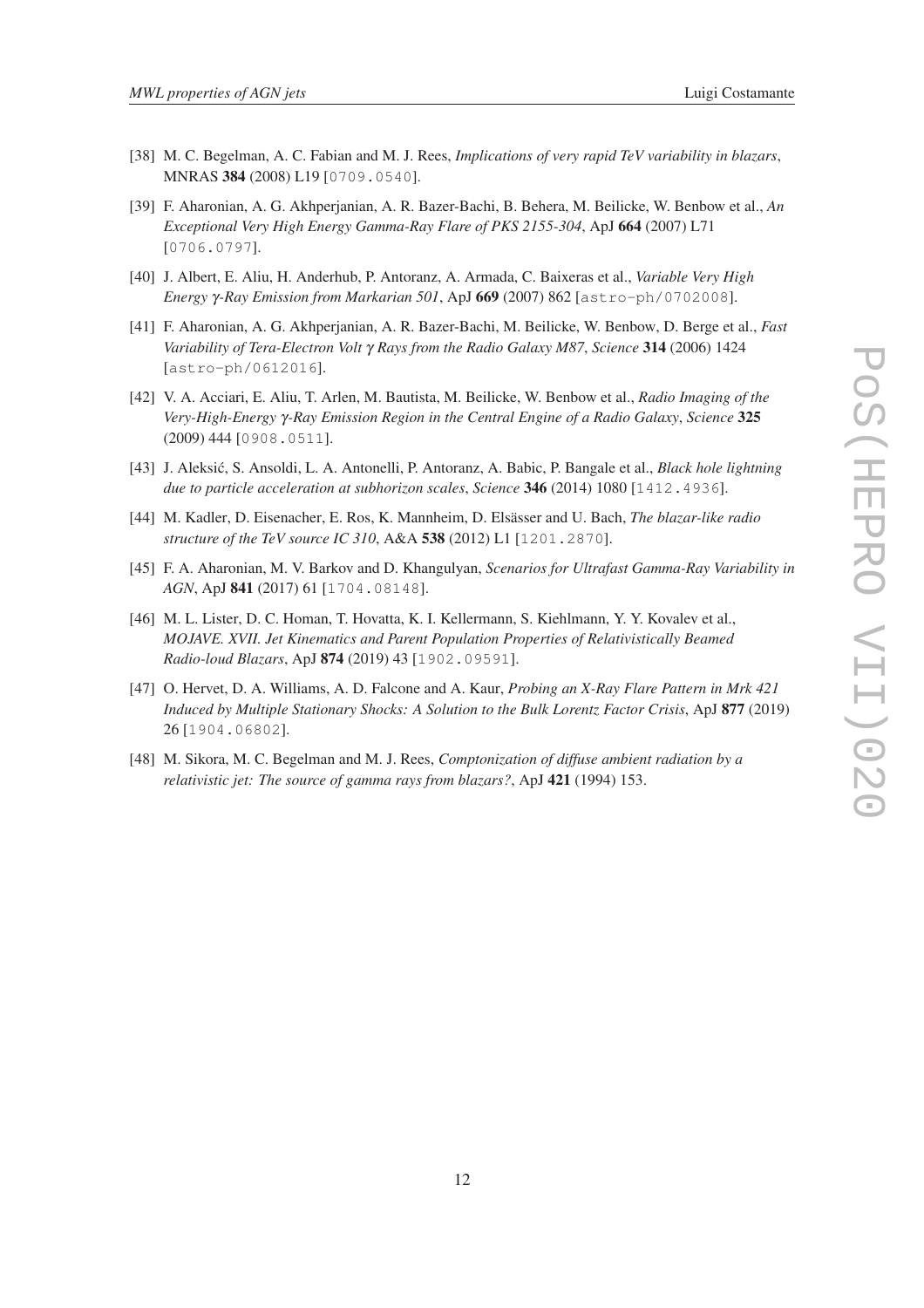[38] M. C. Begelman, A. C. Fabian and M. J. Rees, *Implications of very rapid TeV variability in blazars*, MNRAS **384** (2008) L19 [0709.0540].

[39] F. Aharonian, A. G. Akhperjanian, A. R. Bazer-Bachi, B. Behera, M. Beilicke, W. Benbow et al., *An Exceptional Very High Energy Gamma-Ray Flare of PKS 2155-304*, ApJ **664** (2007) L71 [0706.0797].

[40] J. Albert, E. Aliu, H. Anderhub, P. Antoranz, A. Armada, C. Baixeras et al., *Variable Very High Energy $\gamma$-Ray Emission from Markarian 501*, ApJ **669** (2007) 862 [astro-ph/0702008].

[41] F. Aharonian, A. G. Akhperjanian, A. R. Bazer-Bachi, M. Beilicke, W. Benbow, D. Berge et al., *Fast Variability of Tera-Electron Volt $\gamma$ Rays from the Radio Galaxy M87*, *Science* **314** (2006) 1424 [astro-ph/0612016].

[42] V. A. Acciari, E. Aliu, T. Arlen, M. Bautista, M. Beilicke, W. Benbow et al., *Radio Imaging of the Very-High-Energy $\gamma$-Ray Emission Region in the Central Engine of a Radio Galaxy*, *Science* **325** (2009) 444 [0908.0511].

[43] J. Aleksić, S. Ansoldi, L. A. Antonelli, P. Antoranz, A. Babic, P. Bangale et al., *Black hole lightning due to particle acceleration at subhorizon scales*, *Science* **346** (2014) 1080 [1412.4936].

[44] M. Kadler, D. Eisenacher, E. Ros, K. Mannheim, D. Elsässer and U. Bach, *The blazar-like radio structure of the TeV source IC 310*, A&A **538** (2012) L1 [1201.2870].

[45] F. A. Aharonian, M. V. Barkov and D. Khangulyan, *Scenarios for Ultrafast Gamma-Ray Variability in AGN*, ApJ **841** (2017) 61 [1704.08148].

[46] M. L. Lister, D. C. Homan, T. Hovatta, K. I. Kellermann, S. Kiehlmann, Y. Y. Kovalev et al., *MOJAVE. XVII. Jet Kinematics and Parent Population Properties of Relativistically Beamed Radio-loud Blazars*, ApJ **874** (2019) 43 [1902.09591].

[47] O. Hervet, D. A. Williams, A. D. Falcone and A. Kaur, *Probing an X-Ray Flare Pattern in Mrk 421 Induced by Multiple Stationary Shocks: A Solution to the Bulk Lorentz Factor Crisis*, ApJ **877** (2019) 26 [1904.06802].

[48] M. Sikora, M. C. Begelman and M. J. Rees, *Comptonization of diffuse ambient radiation by a relativistic jet: The source of gamma rays from blazars?*, ApJ **421** (1994) 153.